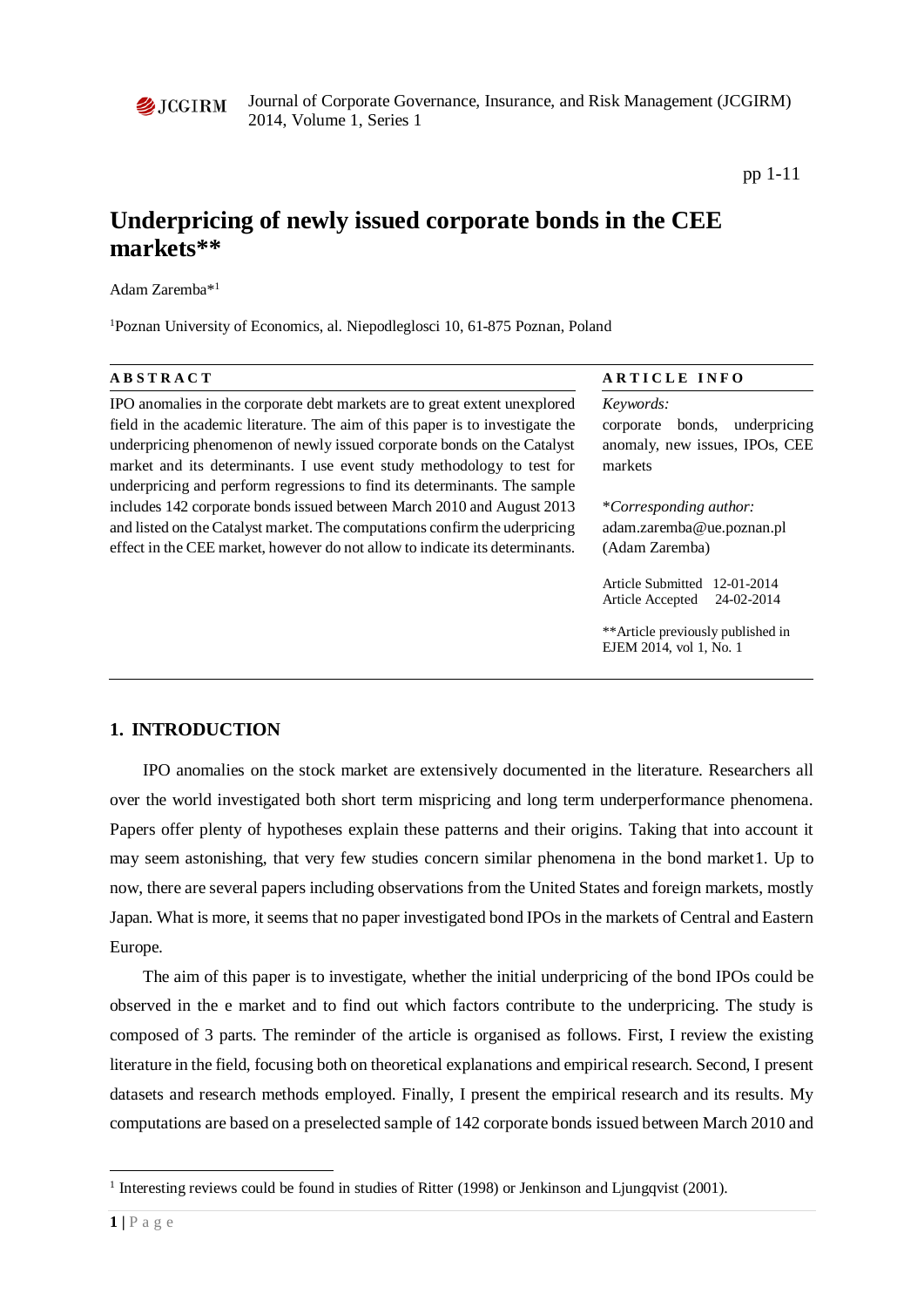# Underpricing of newly issued corporate bonds in the CEE markets**

Adam Zaremba*[1]

[1]Poznan University of Economics, al. Niepodleglosci 10, 61-875 Poznan, Poland

**ABSTRACT**

IPO anomalies in the corporate debt markets are to great extent unexplored field in the academic literature. The aim of this paper is to investigate the underpricing phenomenon of newly issued corporate bonds on the Catalyst market and its determinants. I use event study methodology to test for underpricing and perform regressions to find its determinants. The sample includes 142 corporate bonds issued between March 2010 and August 2013 and listed on the Catalyst market. The computations confirm the uderpricing effect in the CEE market, however do not allow to indicate its determinants.

**ARTICLE INFO**

*Keywords:*
corporate bonds, underpricing anomaly, new issues, IPOs, CEE markets

**Corresponding author:*
adam.zaremba@ue.poznan.pl
(Adam Zaremba)

Article Submitted 12-01-2014
Article Accepted 24-02-2014

**Article previously published in EJEM 2014, vol 1, No. 1

## 1. INTRODUCTION

IPO anomalies on the stock market are extensively documented in the literature. Researchers all over the world investigated both short term mispricing and long term underperformance phenomena. Papers offer plenty of hypotheses explain these patterns and their origins. Taking that into account it may seem astonishing, that very few studies concern similar phenomena in the bond market[1]. Up to now, there are several papers including observations from the United States and foreign markets, mostly Japan. What is more, it seems that no paper investigated bond IPOs in the markets of Central and Eastern Europe.

The aim of this paper is to investigate, whether the initial underpricing of the bond IPOs could be observed in the e market and to find out which factors contribute to the underpricing. The study is composed of 3 parts. The reminder of the article is organised as follows. First, I review the existing literature in the field, focusing both on theoretical explanations and empirical research. Second, I present datasets and research methods employed. Finally, I present the empirical research and its results. My computations are based on a preselected sample of 142 corporate bonds issued between March 2010 and

[1] Interesting reviews could be found in studies of Ritter (1998) or Jenkinson and Ljungqvist (2001).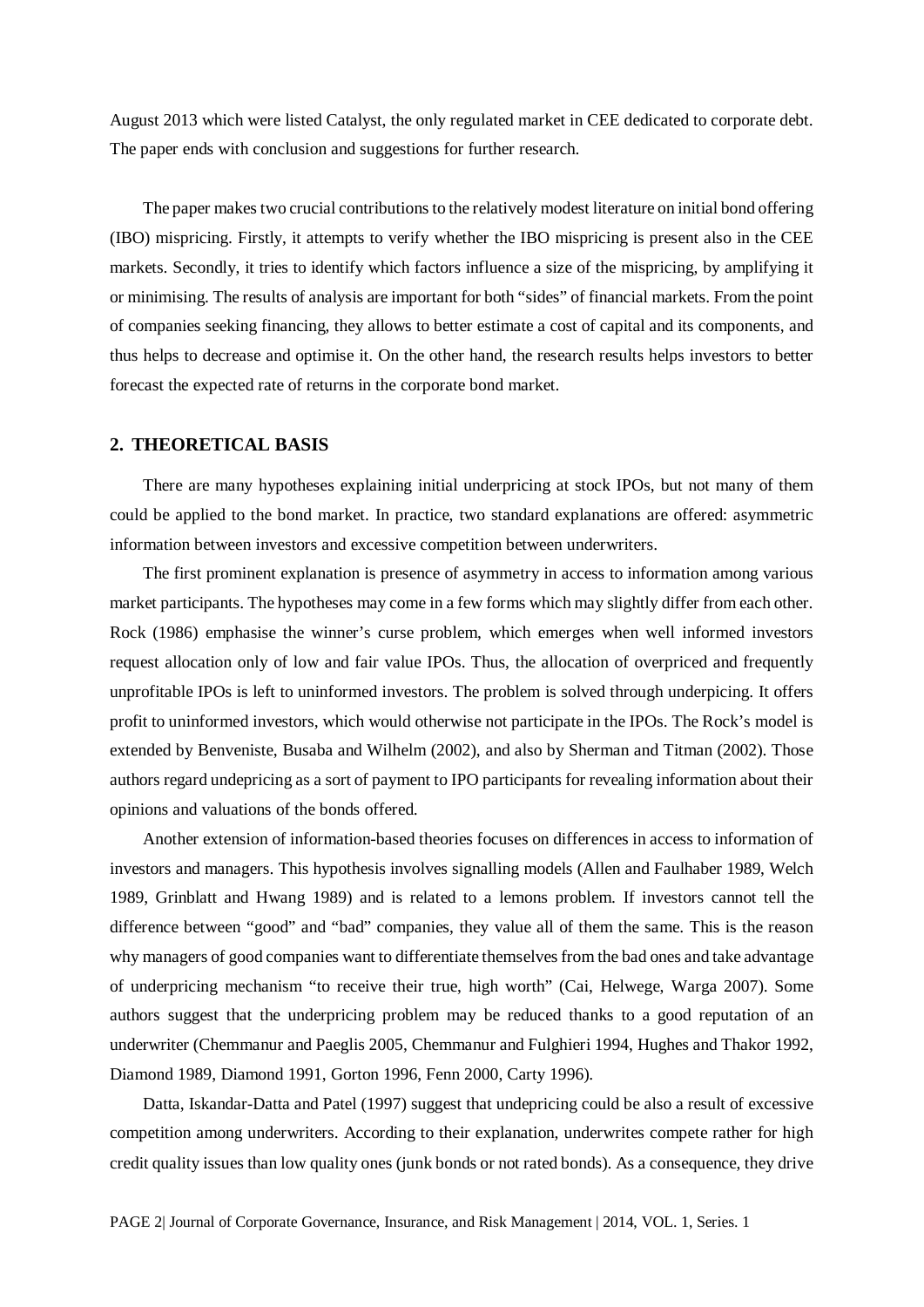August 2013 which were listed Catalyst, the only regulated market in CEE dedicated to corporate debt. The paper ends with conclusion and suggestions for further research.

The paper makes two crucial contributions to the relatively modest literature on initial bond offering (IBO) mispricing. Firstly, it attempts to verify whether the IBO mispricing is present also in the CEE markets. Secondly, it tries to identify which factors influence a size of the mispricing, by amplifying it or minimising. The results of analysis are important for both "sides" of financial markets. From the point of companies seeking financing, they allows to better estimate a cost of capital and its components, and thus helps to decrease and optimise it. On the other hand, the research results helps investors to better forecast the expected rate of returns in the corporate bond market.

## 2. THEORETICAL BASIS

There are many hypotheses explaining initial underpricing at stock IPOs, but not many of them could be applied to the bond market. In practice, two standard explanations are offered: asymmetric information between investors and excessive competition between underwriters.

The first prominent explanation is presence of asymmetry in access to information among various market participants. The hypotheses may come in a few forms which may slightly differ from each other. Rock (1986) emphasise the winner's curse problem, which emerges when well informed investors request allocation only of low and fair value IPOs. Thus, the allocation of overpriced and frequently unprofitable IPOs is left to uninformed investors. The problem is solved through underpicing. It offers profit to uninformed investors, which would otherwise not participate in the IPOs. The Rock's model is extended by Benveniste, Busaba and Wilhelm (2002), and also by Sherman and Titman (2002). Those authors regard undepricing as a sort of payment to IPO participants for revealing information about their opinions and valuations of the bonds offered.

Another extension of information-based theories focuses on differences in access to information of investors and managers. This hypothesis involves signalling models (Allen and Faulhaber 1989, Welch 1989, Grinblatt and Hwang 1989) and is related to a lemons problem. If investors cannot tell the difference between "good" and "bad" companies, they value all of them the same. This is the reason why managers of good companies want to differentiate themselves from the bad ones and take advantage of underpricing mechanism "to receive their true, high worth" (Cai, Helwege, Warga 2007). Some authors suggest that the underpricing problem may be reduced thanks to a good reputation of an underwriter (Chemmanur and Paeglis 2005, Chemmanur and Fulghieri 1994, Hughes and Thakor 1992, Diamond 1989, Diamond 1991, Gorton 1996, Fenn 2000, Carty 1996).

Datta, Iskandar-Datta and Patel (1997) suggest that undepricing could be also a result of excessive competition among underwriters. According to their explanation, underwrites compete rather for high credit quality issues than low quality ones (junk bonds or not rated bonds). As a consequence, they drive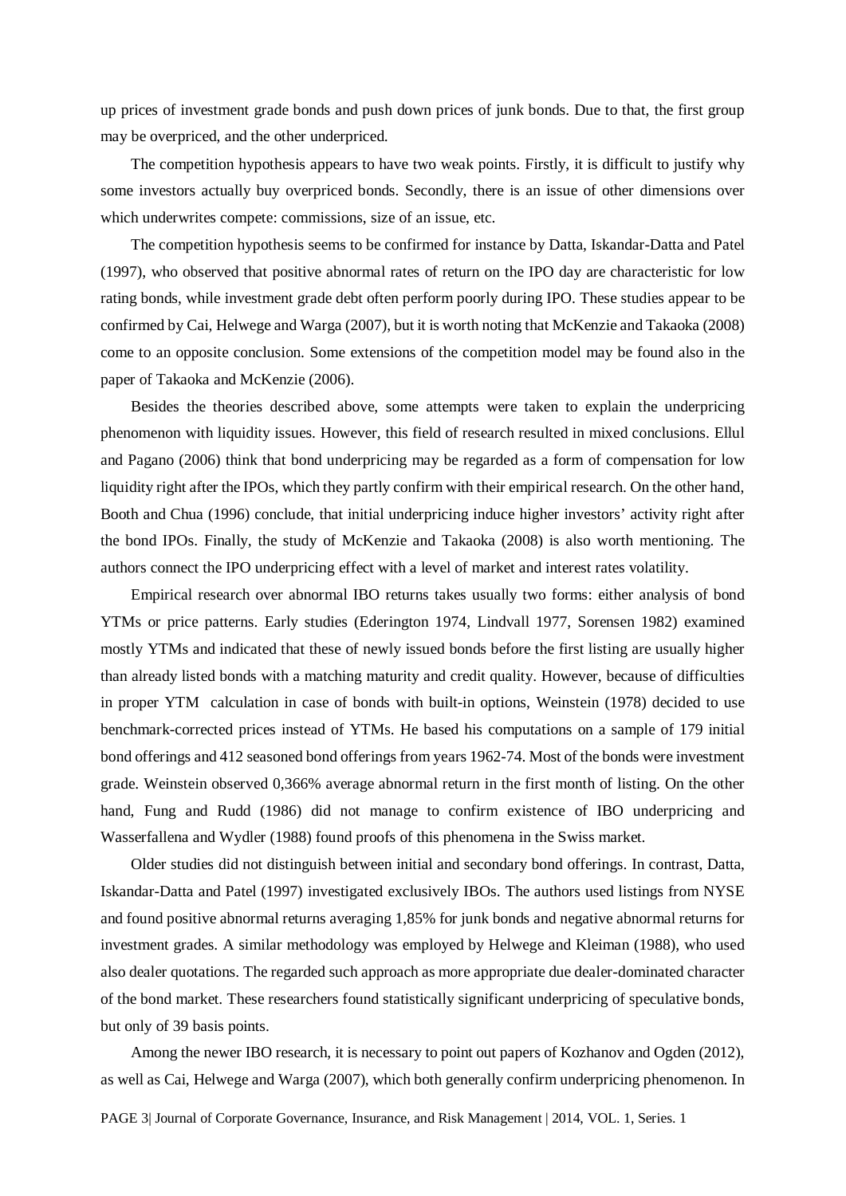up prices of investment grade bonds and push down prices of junk bonds. Due to that, the first group may be overpriced, and the other underpriced.

The competition hypothesis appears to have two weak points. Firstly, it is difficult to justify why some investors actually buy overpriced bonds. Secondly, there is an issue of other dimensions over which underwrites compete: commissions, size of an issue, etc.

The competition hypothesis seems to be confirmed for instance by Datta, Iskandar-Datta and Patel (1997), who observed that positive abnormal rates of return on the IPO day are characteristic for low rating bonds, while investment grade debt often perform poorly during IPO. These studies appear to be confirmed by Cai, Helwege and Warga (2007), but it is worth noting that McKenzie and Takaoka (2008) come to an opposite conclusion. Some extensions of the competition model may be found also in the paper of Takaoka and McKenzie (2006).

Besides the theories described above, some attempts were taken to explain the underpricing phenomenon with liquidity issues. However, this field of research resulted in mixed conclusions. Ellul and Pagano (2006) think that bond underpricing may be regarded as a form of compensation for low liquidity right after the IPOs, which they partly confirm with their empirical research. On the other hand, Booth and Chua (1996) conclude, that initial underpricing induce higher investors' activity right after the bond IPOs. Finally, the study of McKenzie and Takaoka (2008) is also worth mentioning. The authors connect the IPO underpricing effect with a level of market and interest rates volatility.

Empirical research over abnormal IBO returns takes usually two forms: either analysis of bond YTMs or price patterns. Early studies (Ederington 1974, Lindvall 1977, Sorensen 1982) examined mostly YTMs and indicated that these of newly issued bonds before the first listing are usually higher than already listed bonds with a matching maturity and credit quality. However, because of difficulties in proper YTM calculation in case of bonds with built-in options, Weinstein (1978) decided to use benchmark-corrected prices instead of YTMs. He based his computations on a sample of 179 initial bond offerings and 412 seasoned bond offerings from years 1962-74. Most of the bonds were investment grade. Weinstein observed 0,366% average abnormal return in the first month of listing. On the other hand, Fung and Rudd (1986) did not manage to confirm existence of IBO underpricing and Wasserfallena and Wydler (1988) found proofs of this phenomena in the Swiss market.

Older studies did not distinguish between initial and secondary bond offerings. In contrast, Datta, Iskandar-Datta and Patel (1997) investigated exclusively IBOs. The authors used listings from NYSE and found positive abnormal returns averaging 1,85% for junk bonds and negative abnormal returns for investment grades. A similar methodology was employed by Helwege and Kleiman (1988), who used also dealer quotations. The regarded such approach as more appropriate due dealer-dominated character of the bond market. These researchers found statistically significant underpricing of speculative bonds, but only of 39 basis points.

Among the newer IBO research, it is necessary to point out papers of Kozhanov and Ogden (2012), as well as Cai, Helwege and Warga (2007), which both generally confirm underpricing phenomenon. In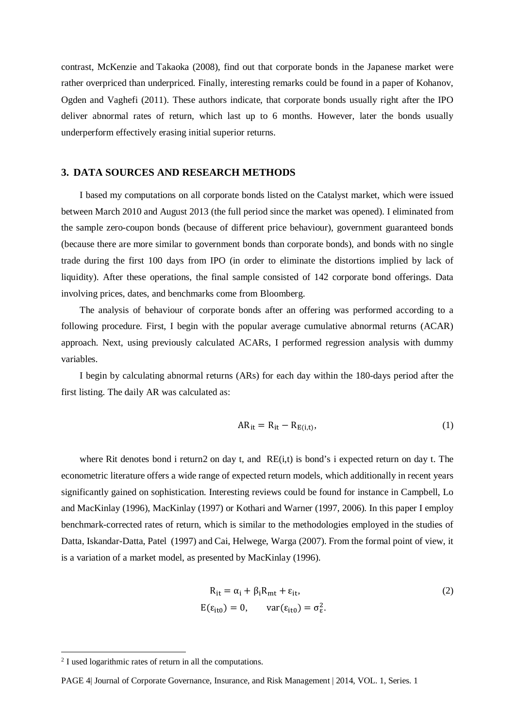contrast, McKenzie and Takaoka (2008), find out that corporate bonds in the Japanese market were rather overpriced than underpriced. Finally, interesting remarks could be found in a paper of Kohanov, Ogden and Vaghefi (2011). These authors indicate, that corporate bonds usually right after the IPO deliver abnormal rates of return, which last up to 6 months. However, later the bonds usually underperform effectively erasing initial superior returns.

## 3. DATA SOURCES AND RESEARCH METHODS

I based my computations on all corporate bonds listed on the Catalyst market, which were issued between March 2010 and August 2013 (the full period since the market was opened). I eliminated from the sample zero-coupon bonds (because of different price behaviour), government guaranteed bonds (because there are more similar to government bonds than corporate bonds), and bonds with no single trade during the first 100 days from IPO (in order to eliminate the distortions implied by lack of liquidity). After these operations, the final sample consisted of 142 corporate bond offerings. Data involving prices, dates, and benchmarks come from Bloomberg.

The analysis of behaviour of corporate bonds after an offering was performed according to a following procedure. First, I begin with the popular average cumulative abnormal returns (ACAR) approach. Next, using previously calculated ACARs, I performed regression analysis with dummy variables.

I begin by calculating abnormal returns (ARs) for each day within the 180-days period after the first listing. The daily AR was calculated as:

$$AR_{it} = R_{it} - R_{E(i,t)}, \tag{1}$$

where Rit denotes bond i return[2] on day t, and RE(i,t) is bond's i expected return on day t. The econometric literature offers a wide range of expected return models, which additionally in recent years significantly gained on sophistication. Interesting reviews could be found for instance in Campbell, Lo and MacKinlay (1996), MacKinlay (1997) or Kothari and Warner (1997, 2006). In this paper I employ benchmark-corrected rates of return, which is similar to the methodologies employed in the studies of Datta, Iskandar-Datta, Patel (1997) and Cai, Helwege, Warga (2007). From the formal point of view, it is a variation of a market model, as presented by MacKinlay (1996).

$$R_{it} = \alpha_i + \beta_i R_{mt} + \varepsilon_{it}, \tag{2}$$

$$E(\varepsilon_{it0}) = 0, \qquad \text{var}(\varepsilon_{it0}) = \sigma_{\varepsilon}^2.$$

[2] I used logarithmic rates of return in all the computations.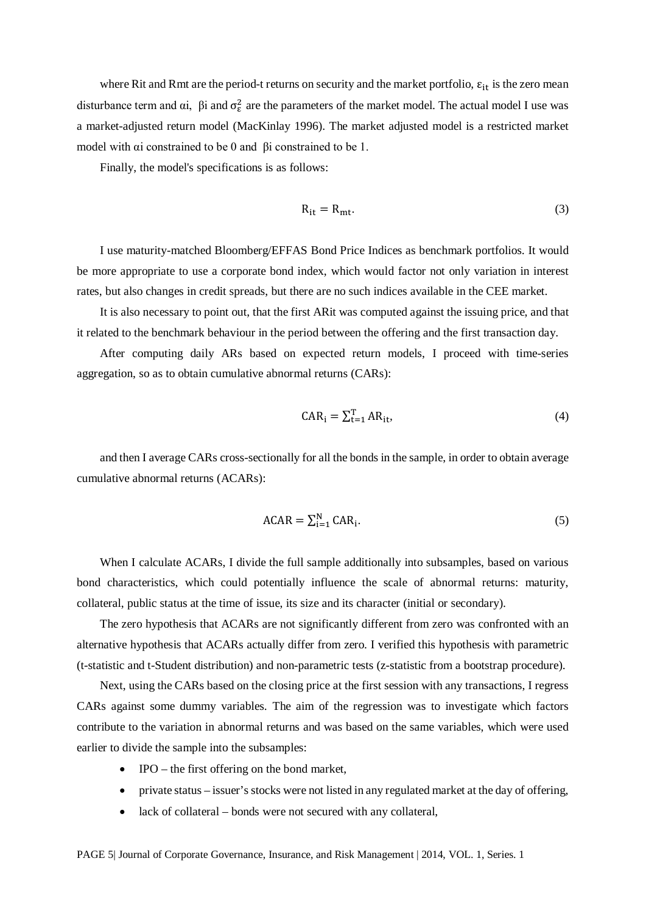where Rit and Rmt are the period-t returns on security and the market portfolio, $\varepsilon_{it}$ is the zero mean disturbance term and αi, βi and $\sigma_\varepsilon^2$ are the parameters of the market model. The actual model I use was a market-adjusted return model (MacKinlay 1996). The market adjusted model is a restricted market model with αi constrained to be 0 and βi constrained to be 1.

Finally, the model's specifications is as follows:

$$R_{it} = R_{mt}. \tag{3}$$

I use maturity-matched Bloomberg/EFFAS Bond Price Indices as benchmark portfolios. It would be more appropriate to use a corporate bond index, which would factor not only variation in interest rates, but also changes in credit spreads, but there are no such indices available in the CEE market.

It is also necessary to point out, that the first ARit was computed against the issuing price, and that it related to the benchmark behaviour in the period between the offering and the first transaction day.

After computing daily ARs based on expected return models, I proceed with time-series aggregation, so as to obtain cumulative abnormal returns (CARs):

$$CAR_i = \sum_{t=1}^{T} AR_{it}, \tag{4}$$

and then I average CARs cross-sectionally for all the bonds in the sample, in order to obtain average cumulative abnormal returns (ACARs):

$$ACAR = \sum_{i=1}^{N} CAR_i. \tag{5}$$

When I calculate ACARs, I divide the full sample additionally into subsamples, based on various bond characteristics, which could potentially influence the scale of abnormal returns: maturity, collateral, public status at the time of issue, its size and its character (initial or secondary).

The zero hypothesis that ACARs are not significantly different from zero was confronted with an alternative hypothesis that ACARs actually differ from zero. I verified this hypothesis with parametric (t-statistic and t-Student distribution) and non-parametric tests (z-statistic from a bootstrap procedure).

Next, using the CARs based on the closing price at the first session with any transactions, I regress CARs against some dummy variables. The aim of the regression was to investigate which factors contribute to the variation in abnormal returns and was based on the same variables, which were used earlier to divide the sample into the subsamples:

- IPO – the first offering on the bond market,
- private status – issuer's stocks were not listed in any regulated market at the day of offering,
- lack of collateral – bonds were not secured with any collateral,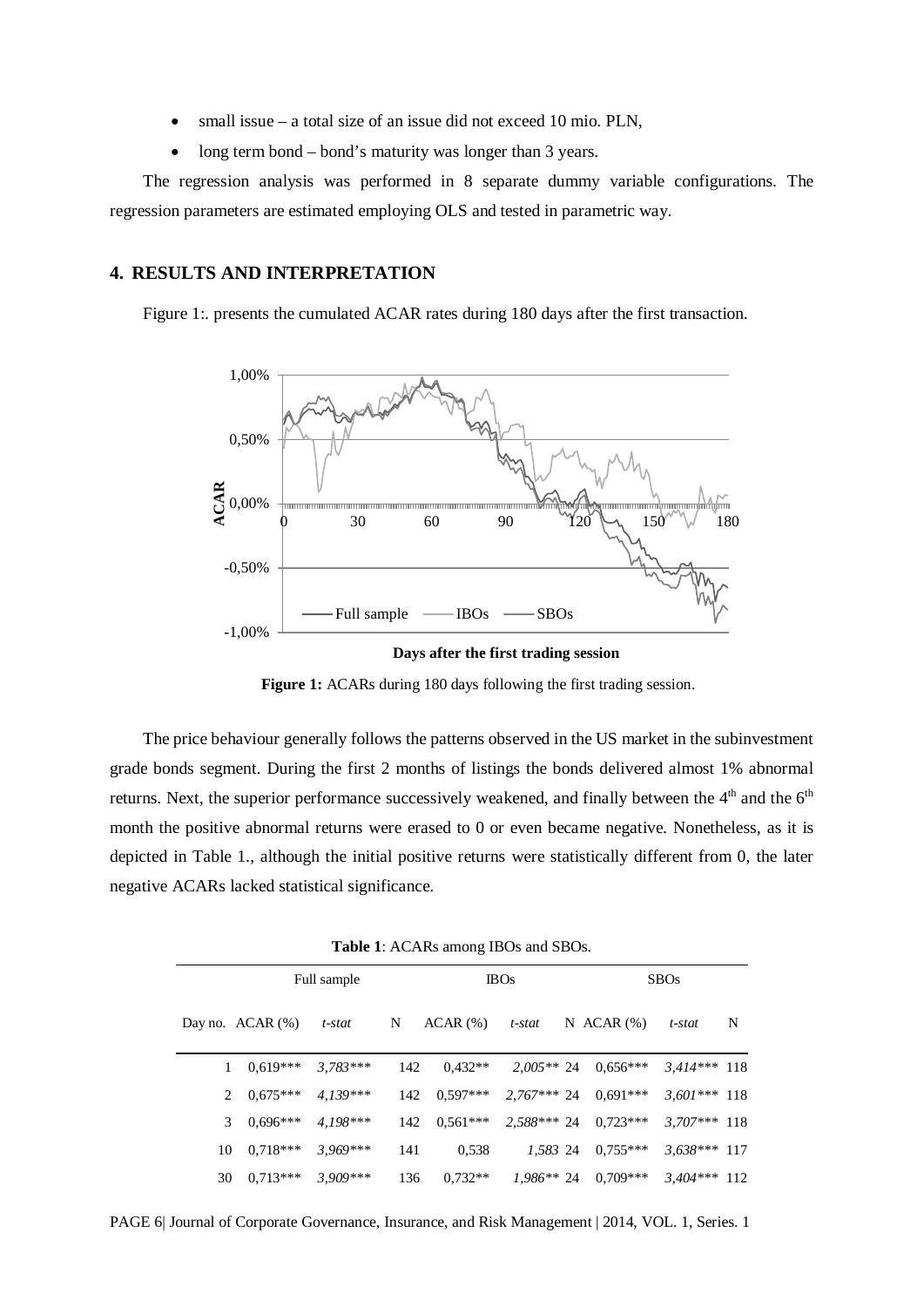- small issue – a total size of an issue did not exceed 10 mio. PLN,
- long term bond – bond's maturity was longer than 3 years.

The regression analysis was performed in 8 separate dummy variable configurations. The regression parameters are estimated employing OLS and tested in parametric way.

## 4. RESULTS AND INTERPRETATION

Figure 1:. presents the cumulated ACAR rates during 180 days after the first transaction.

**Figure 1:** ACARs during 180 days following the first trading session.

The price behaviour generally follows the patterns observed in the US market in the subinvestment grade bonds segment. During the first 2 months of listings the bonds delivered almost 1% abnormal returns. Next, the superior performance successively weakened, and finally between the 4th and the 6th month the positive abnormal returns were erased to 0 or even became negative. Nonetheless, as it is depicted in Table 1., although the initial positive returns were statistically different from 0, the later negative ACARs lacked statistical significance.

**Table 1**: ACARs among IBOs and SBOs.

| | Full sample | | | IBOs | | | SBOs | | |
|---|---|---|---|---|---|---|---|---|---|
| Day no. | ACAR (%) | *t-stat* | N | ACAR (%) | *t-stat* | N | ACAR (%) | *t-stat* | N |
| 1 | 0,619*** | *3,783**** | 142 | 0,432** | *2,005*** | 24 | 0,656*** | *3,414**** | 118 |
| 2 | 0,675*** | *4,139**** | 142 | 0,597*** | *2,767**** | 24 | 0,691*** | *3,601**** | 118 |
| 3 | 0,696*** | *4,198**** | 142 | 0,561*** | *2,588**** | 24 | 0,723*** | *3,707**** | 118 |
| 10 | 0,718*** | *3,969**** | 141 | 0,538 | *1,583* | 24 | 0,755*** | *3,638**** | 117 |
| 30 | 0,713*** | *3,909**** | 136 | 0,732** | *1,986*** | 24 | 0,709*** | *3,404**** | 112 |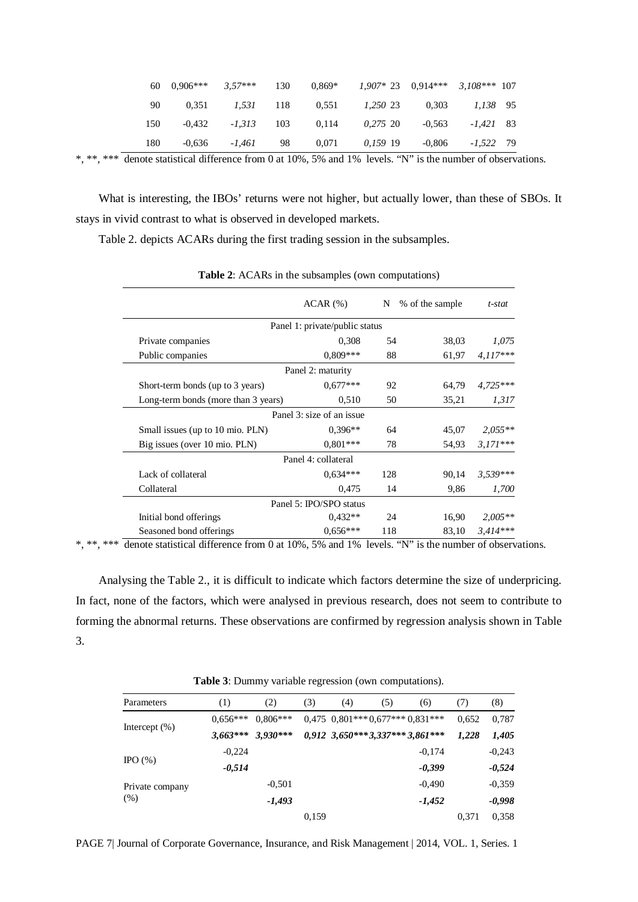| | | | | | | | | | |
|---|---|---|---|---|---|---|---|---|---|
| 60 | 0,906*** | *3,57**** | 130 | 0,869* | *1,907** | 23 | 0,914*** | *3,108**** | 107 |
| 90 | 0,351 | *1,531* | 118 | 0,551 | *1,250* | 23 | 0,303 | *1,138* | 95 |
| 150 | -0,432 | *-1,313* | 103 | 0,114 | *0,275* | 20 | -0,563 | *-1,421* | 83 |
| 180 | -0,636 | *-1,461* | 98 | 0,071 | *0,159* | 19 | -0,806 | *-1,522* | 79 |

*, **, *** denote statistical difference from 0 at 10%, 5% and 1% levels. "N" is the number of observations.

What is interesting, the IBOs' returns were not higher, but actually lower, than these of SBOs. It stays in vivid contrast to what is observed in developed markets.

Table 2. depicts ACARs during the first trading session in the subsamples.

**Table 2**: ACARs in the subsamples (own computations)

| | ACAR (%) | N | % of the sample | *t-stat* |
|---|---|---|---|---|
| **Panel 1: private/public status** | | | | |
| Private companies | 0,308 | 54 | 38,03 | *1,075* |
| Public companies | 0,809*** | 88 | 61,97 | *4,117**** |
| **Panel 2: maturity** | | | | |
| Short-term bonds (up to 3 years) | 0,677*** | 92 | 64,79 | *4,725**** |
| Long-term bonds (more than 3 years) | 0,510 | 50 | 35,21 | *1,317* |
| **Panel 3: size of an issue** | | | | |
| Small issues (up to 10 mio. PLN) | 0,396** | 64 | 45,07 | *2,055*** |
| Big issues (over 10 mio. PLN) | 0,801*** | 78 | 54,93 | *3,171**** |
| **Panel 4: collateral** | | | | |
| Lack of collateral | 0,634*** | 128 | 90,14 | *3,539**** |
| Collateral | 0,475 | 14 | 9,86 | *1,700* |
| **Panel 5: IPO/SPO status** | | | | |
| Initial bond offerings | 0,432** | 24 | 16,90 | *2,005*** |
| Seasoned bond offerings | 0,656*** | 118 | 83,10 | *3,414**** |

*, **, *** denote statistical difference from 0 at 10%, 5% and 1% levels. "N" is the number of observations.

Analysing the Table 2., it is difficult to indicate which factors determine the size of underpricing. In fact, none of the factors, which were analysed in previous research, does not seem to contribute to forming the abnormal returns. These observations are confirmed by regression analysis shown in Table 3.

**Table 3**: Dummy variable regression (own computations).

| Parameters | (1) | (2) | (3) | (4) | (5) | (6) | (7) | (8) |
|---|---|---|---|---|---|---|---|---|
| Intercept (%) | 0,656*** | 0,806*** | 0,475 | 0,801*** | 0,677*** | 0,831*** | 0,652 | 0,787 |
| | ***3,663**** | ***3,930**** | ***0,912*** | ***3,650**** | ***3,337**** | ***3,861**** | ***1,228*** | ***1,405*** |
| IPO (%) | -0,224 | | | | | -0,174 | | -0,243 |
| | ***-0,514*** | | | | | ***-0,399*** | | ***-0,524*** |
| Private company (%) | | -0,501 | | | | -0,490 | | -0,359 |
| | | ***-1,493*** | | | | ***-1,452*** | | ***-0,998*** |
| | | | 0,159 | | | | 0,371 | 0,358 |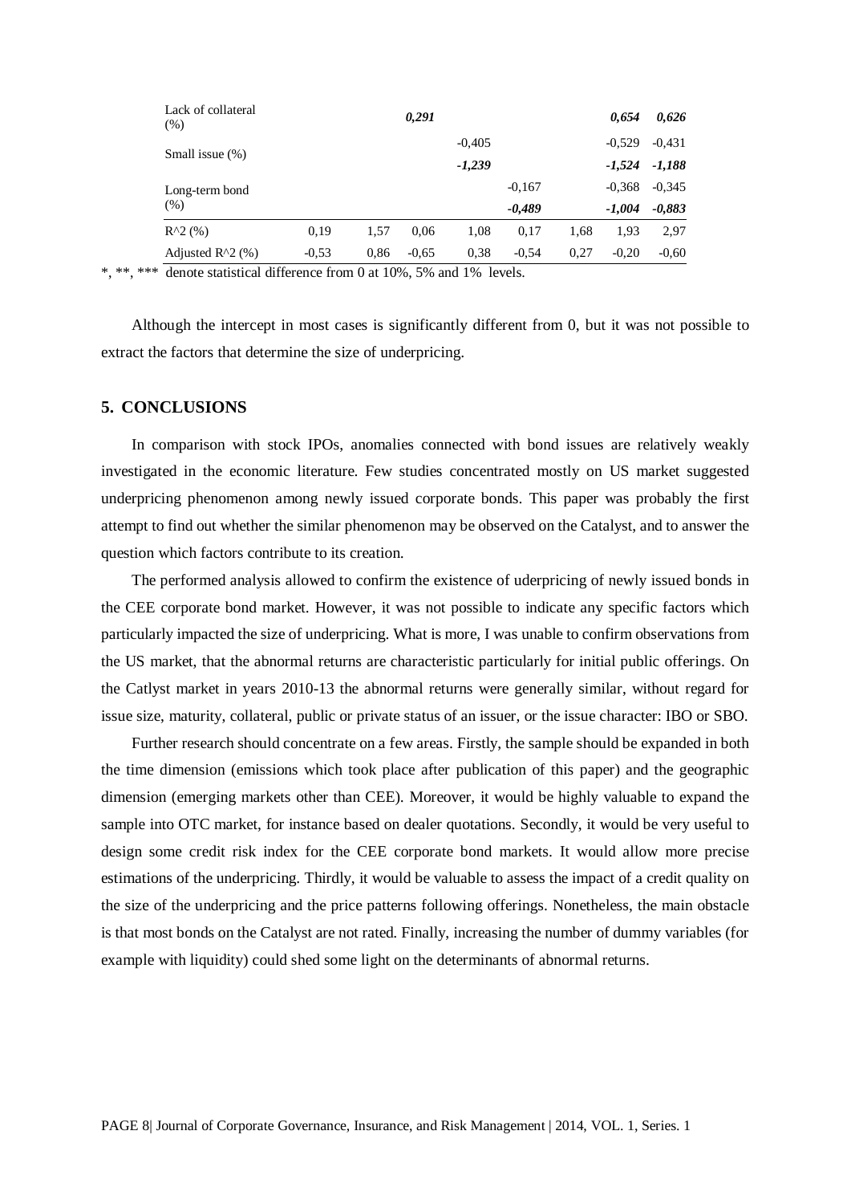| | | | | | | | | |
|---|---|---|---|---|---|---|---|---|
| Lack of collateral (%) | | | ***0,291*** | | | | ***0,654*** | ***0,626*** |
| Small issue (%) | | | | -0,405 | | | -0,529 | -0,431 |
| | | | | ***-1,239*** | | | ***-1,524*** | ***-1,188*** |
| Long-term bond (%) | | | | | -0,167 | | -0,368 | -0,345 |
| | | | | | ***-0,489*** | | ***-1,004*** | ***-0,883*** |
| R^2 (%) | 0,19 | 1,57 | 0,06 | 1,08 | 0,17 | 1,68 | 1,93 | 2,97 |
| Adjusted R^2 (%) | -0,53 | 0,86 | -0,65 | 0,38 | -0,54 | 0,27 | -0,20 | -0,60 |

*, **, *** denote statistical difference from 0 at 10%, 5% and 1% levels.

Although the intercept in most cases is significantly different from 0, but it was not possible to extract the factors that determine the size of underpricing.

## 5. CONCLUSIONS

In comparison with stock IPOs, anomalies connected with bond issues are relatively weakly investigated in the economic literature. Few studies concentrated mostly on US market suggested underpricing phenomenon among newly issued corporate bonds. This paper was probably the first attempt to find out whether the similar phenomenon may be observed on the Catalyst, and to answer the question which factors contribute to its creation.

The performed analysis allowed to confirm the existence of uderpricing of newly issued bonds in the CEE corporate bond market. However, it was not possible to indicate any specific factors which particularly impacted the size of underpricing. What is more, I was unable to confirm observations from the US market, that the abnormal returns are characteristic particularly for initial public offerings. On the Catlyst market in years 2010-13 the abnormal returns were generally similar, without regard for issue size, maturity, collateral, public or private status of an issuer, or the issue character: IBO or SBO.

Further research should concentrate on a few areas. Firstly, the sample should be expanded in both the time dimension (emissions which took place after publication of this paper) and the geographic dimension (emerging markets other than CEE). Moreover, it would be highly valuable to expand the sample into OTC market, for instance based on dealer quotations. Secondly, it would be very useful to design some credit risk index for the CEE corporate bond markets. It would allow more precise estimations of the underpricing. Thirdly, it would be valuable to assess the impact of a credit quality on the size of the underpricing and the price patterns following offerings. Nonetheless, the main obstacle is that most bonds on the Catalyst are not rated. Finally, increasing the number of dummy variables (for example with liquidity) could shed some light on the determinants of abnormal returns.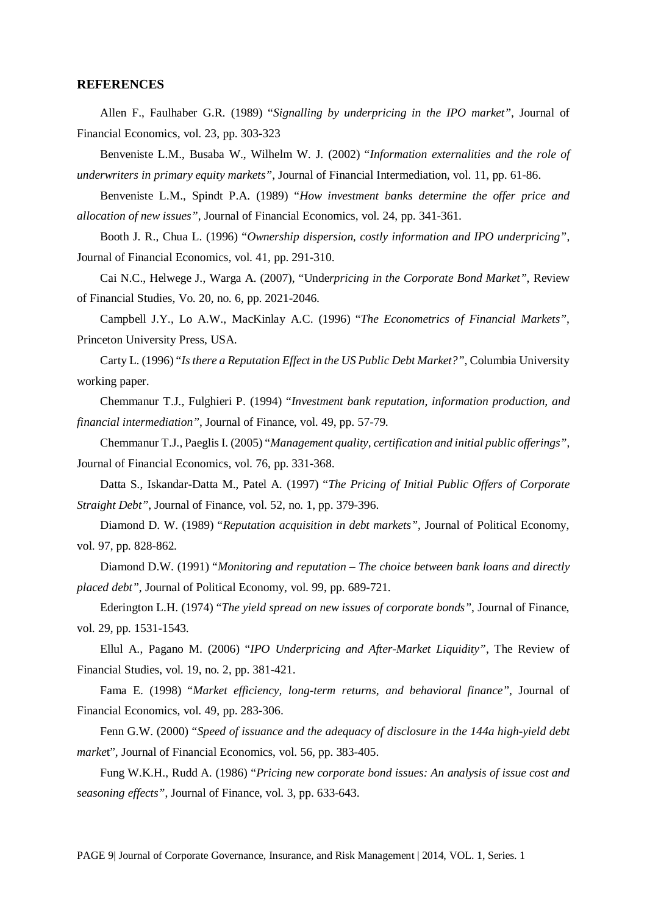## REFERENCES

Allen F., Faulhaber G.R. (1989) "*Signalling by underpricing in the IPO market"*, Journal of Financial Economics, vol. 23, pp. 303-323

Benveniste L.M., Busaba W., Wilhelm W. J. (2002) "*Information externalities and the role of underwriters in primary equity markets"*, Journal of Financial Intermediation, vol. 11, pp. 61-86.

Benveniste L.M., Spindt P.A. (1989) "*How investment banks determine the offer price and allocation of new issues"*, Journal of Financial Economics, vol. 24, pp. 341-361.

Booth J. R., Chua L. (1996) "*Ownership dispersion, costly information and IPO underpricing"*, Journal of Financial Economics, vol. 41, pp. 291-310.

Cai N.C., Helwege J., Warga A. (2007), "Under*pricing in the Corporate Bond Market"*, Review of Financial Studies, Vo. 20, no. 6, pp. 2021-2046.

Campbell J.Y., Lo A.W., MacKinlay A.C. (1996) "*The Econometrics of Financial Markets"*, Princeton University Press, USA.

Carty L. (1996) "*Is there a Reputation Effect in the US Public Debt Market?"*, Columbia University working paper.

Chemmanur T.J., Fulghieri P. (1994) "*Investment bank reputation, information production, and financial intermediation"*, Journal of Finance, vol. 49, pp. 57-79.

Chemmanur T.J., Paeglis I. (2005) "*Management quality, certification and initial public offerings"*, Journal of Financial Economics, vol. 76, pp. 331-368.

Datta S., Iskandar-Datta M., Patel A. (1997) "*The Pricing of Initial Public Offers of Corporate Straight Debt"*, Journal of Finance, vol. 52, no. 1, pp. 379-396.

Diamond D. W. (1989) "*Reputation acquisition in debt markets"*, Journal of Political Economy, vol. 97, pp. 828-862.

Diamond D.W. (1991) "*Monitoring and reputation – The choice between bank loans and directly placed debt"*, Journal of Political Economy, vol. 99, pp. 689-721.

Ederington L.H. (1974) "*The yield spread on new issues of corporate bonds"*, Journal of Finance, vol. 29, pp. 1531-1543.

Ellul A., Pagano M. (2006) "*IPO Underpricing and After-Market Liquidity"*, The Review of Financial Studies, vol. 19, no. 2, pp. 381-421.

Fama E. (1998) "*Market efficiency, long-term returns, and behavioral finance"*, Journal of Financial Economics, vol. 49, pp. 283-306.

Fenn G.W. (2000) "*Speed of issuance and the adequacy of disclosure in the 144a high-yield debt marke*t", Journal of Financial Economics, vol. 56, pp. 383-405.

Fung W.K.H., Rudd A. (1986) "*Pricing new corporate bond issues: An analysis of issue cost and seasoning effects"*, Journal of Finance, vol. 3, pp. 633-643.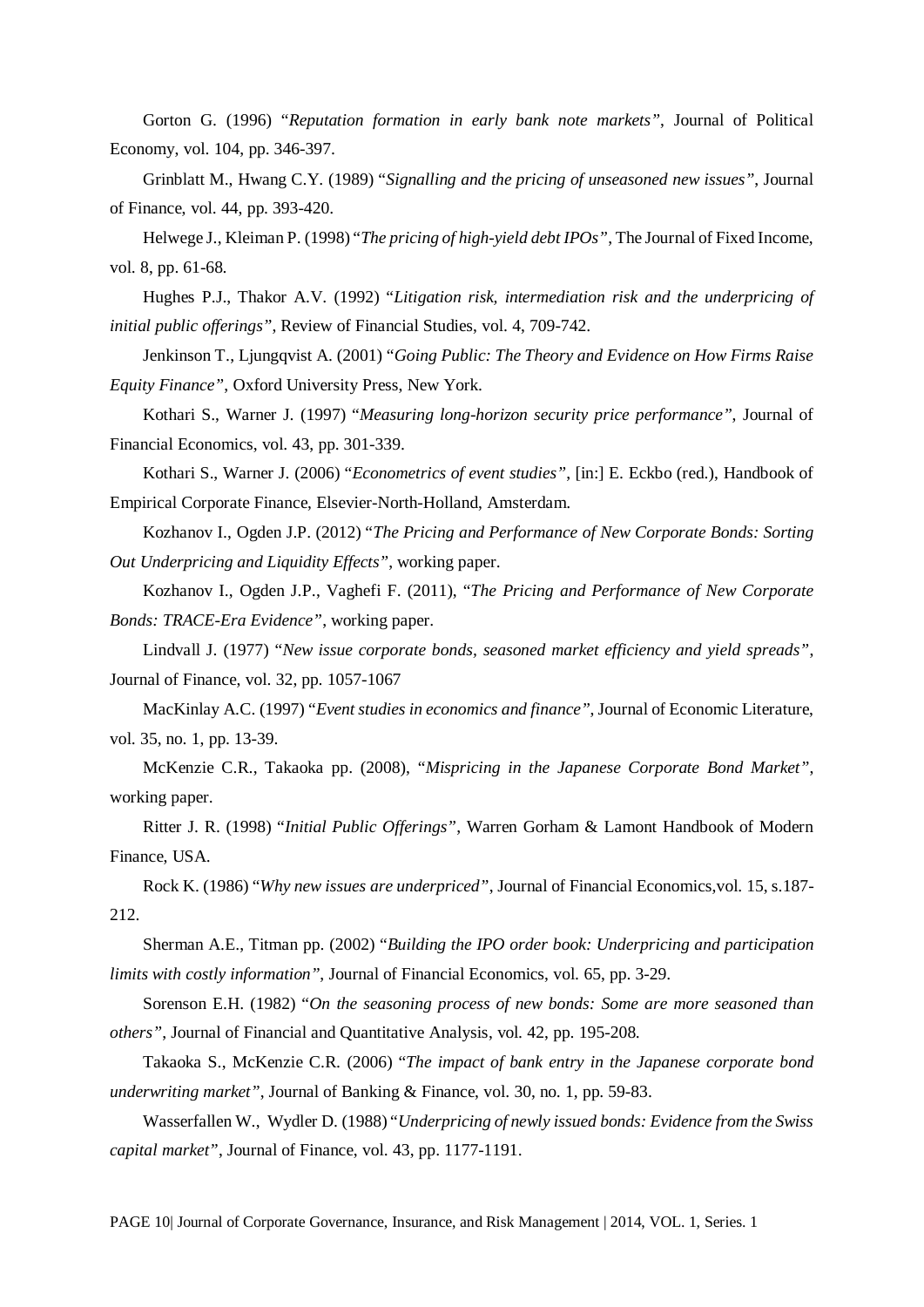Gorton G. (1996) "*Reputation formation in early bank note markets*", Journal of Political Economy, vol. 104, pp. 346-397.

Grinblatt M., Hwang C.Y. (1989) "*Signalling and the pricing of unseasoned new issues*", Journal of Finance, vol. 44, pp. 393-420.

Helwege J., Kleiman P. (1998) "*The pricing of high-yield debt IPOs*", The Journal of Fixed Income, vol. 8, pp. 61-68.

Hughes P.J., Thakor A.V. (1992) "*Litigation risk, intermediation risk and the underpricing of initial public offerings*", Review of Financial Studies, vol. 4, 709-742.

Jenkinson T., Ljungqvist A. (2001) "*Going Public: The Theory and Evidence on How Firms Raise Equity Finance*", Oxford University Press, New York.

Kothari S., Warner J. (1997) "*Measuring long-horizon security price performance*", Journal of Financial Economics, vol. 43, pp. 301-339.

Kothari S., Warner J. (2006) "*Econometrics of event studies*", [in:] E. Eckbo (red.), Handbook of Empirical Corporate Finance, Elsevier-North-Holland, Amsterdam.

Kozhanov I., Ogden J.P. (2012) "*The Pricing and Performance of New Corporate Bonds: Sorting Out Underpricing and Liquidity Effects*", working paper.

Kozhanov I., Ogden J.P., Vaghefi F. (2011), "*The Pricing and Performance of New Corporate Bonds: TRACE-Era Evidence*", working paper.

Lindvall J. (1977) "*New issue corporate bonds, seasoned market efficiency and yield spreads*", Journal of Finance, vol. 32, pp. 1057-1067

MacKinlay A.C. (1997) "*Event studies in economics and finance*", Journal of Economic Literature, vol. 35, no. 1, pp. 13-39.

McKenzie C.R., Takaoka pp. (2008), "*Mispricing in the Japanese Corporate Bond Market*", working paper.

Ritter J. R. (1998) "*Initial Public Offerings*", Warren Gorham & Lamont Handbook of Modern Finance, USA.

Rock K. (1986) "*Why new issues are underpriced*", Journal of Financial Economics,vol. 15, s.187-212.

Sherman A.E., Titman pp. (2002) "*Building the IPO order book: Underpricing and participation limits with costly information*", Journal of Financial Economics, vol. 65, pp. 3-29.

Sorenson E.H. (1982) "*On the seasoning process of new bonds: Some are more seasoned than others*", Journal of Financial and Quantitative Analysis, vol. 42, pp. 195-208.

Takaoka S., McKenzie C.R. (2006) "*The impact of bank entry in the Japanese corporate bond underwriting market*", Journal of Banking & Finance, vol. 30, no. 1, pp. 59-83.

Wasserfallen W., Wydler D. (1988) "*Underpricing of newly issued bonds: Evidence from the Swiss capital market*", Journal of Finance, vol. 43, pp. 1177-1191.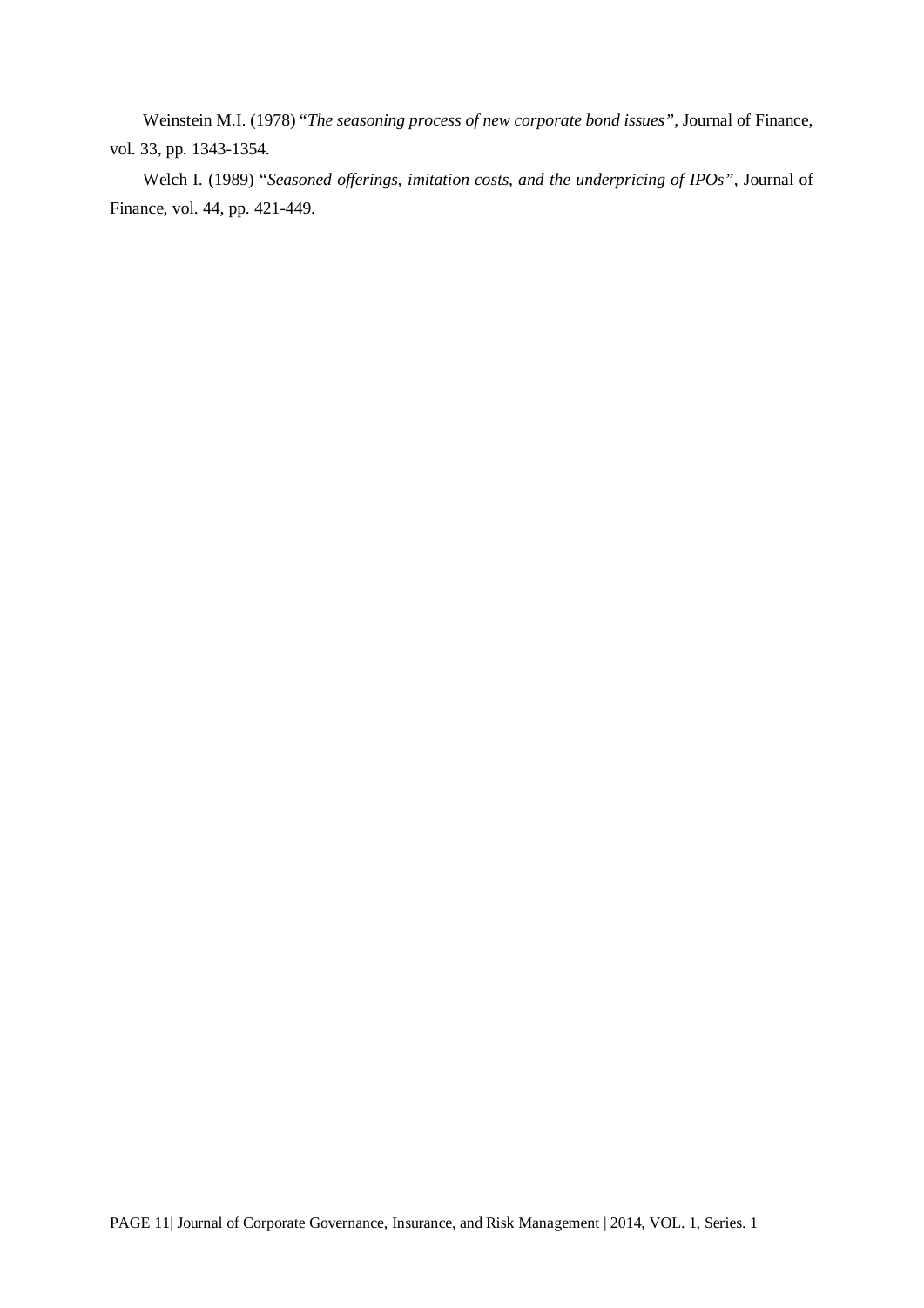Weinstein M.I. (1978) "*The seasoning process of new corporate bond issues*", Journal of Finance, vol. 33, pp. 1343-1354.

Welch I. (1989) "*Seasoned offerings, imitation costs, and the underpricing of IPOs*", Journal of Finance, vol. 44, pp. 421-449.